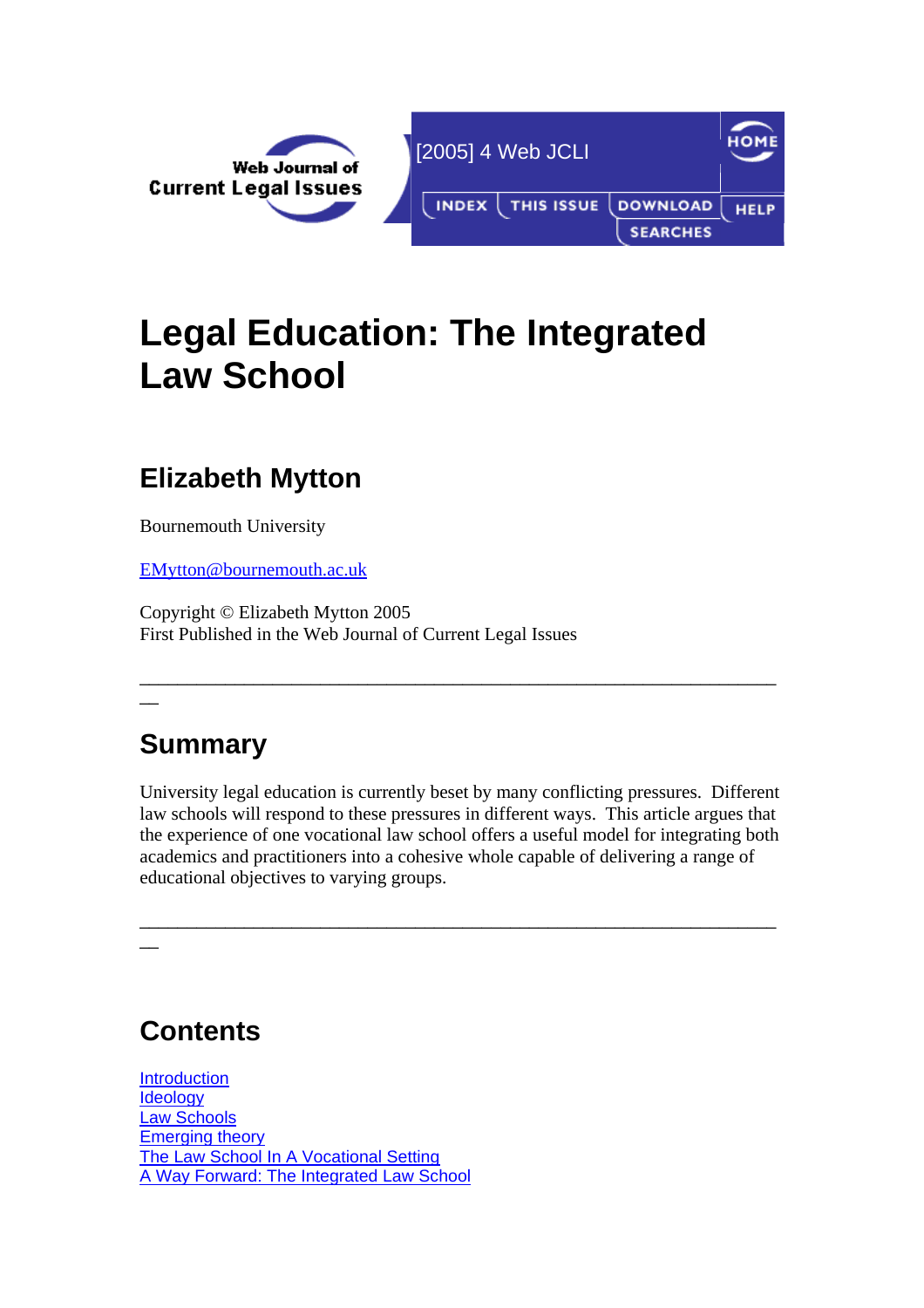Web Journal of Current Legal Issues

[2005] 4 Web JCLI

# Legal Education: The Integrated Law School

## Elizabeth Mytton

Bournemouth University

EMytton@bournemouth.ac.uk

Copyright © Elizabeth Mytton 2005
First Published in the Web Journal of Current Legal Issues

---

## Summary

University legal education is currently beset by many conflicting pressures. Different law schools will respond to these pressures in different ways. This article argues that the experience of one vocational law school offers a useful model for integrating both academics and practitioners into a cohesive whole capable of delivering a range of educational objectives to varying groups.

---

## Contents

Introduction
Ideology
Law Schools
Emerging theory
The Law School In A Vocational Setting
A Way Forward: The Integrated Law School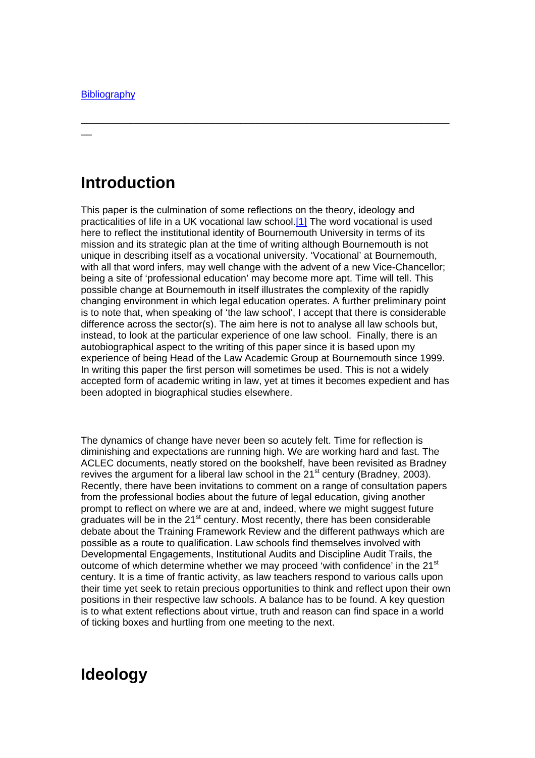Bibliography

---

# Introduction

This paper is the culmination of some reflections on the theory, ideology and practicalities of life in a UK vocational law school.[1] The word vocational is used here to reflect the institutional identity of Bournemouth University in terms of its mission and its strategic plan at the time of writing although Bournemouth is not unique in describing itself as a vocational university. 'Vocational' at Bournemouth, with all that word infers, may well change with the advent of a new Vice-Chancellor; being a site of 'professional education' may become more apt. Time will tell. This possible change at Bournemouth in itself illustrates the complexity of the rapidly changing environment in which legal education operates. A further preliminary point is to note that, when speaking of 'the law school', I accept that there is considerable difference across the sector(s). The aim here is not to analyse all law schools but, instead, to look at the particular experience of one law school. Finally, there is an autobiographical aspect to the writing of this paper since it is based upon my experience of being Head of the Law Academic Group at Bournemouth since 1999. In writing this paper the first person will sometimes be used. This is not a widely accepted form of academic writing in law, yet at times it becomes expedient and has been adopted in biographical studies elsewhere.

The dynamics of change have never been so acutely felt. Time for reflection is diminishing and expectations are running high. We are working hard and fast. The ACLEC documents, neatly stored on the bookshelf, have been revisited as Bradney revives the argument for a liberal law school in the 21st century (Bradney, 2003). Recently, there have been invitations to comment on a range of consultation papers from the professional bodies about the future of legal education, giving another prompt to reflect on where we are at and, indeed, where we might suggest future graduates will be in the 21st century. Most recently, there has been considerable debate about the Training Framework Review and the different pathways which are possible as a route to qualification. Law schools find themselves involved with Developmental Engagements, Institutional Audits and Discipline Audit Trails, the outcome of which determine whether we may proceed 'with confidence' in the 21st century. It is a time of frantic activity, as law teachers respond to various calls upon their time yet seek to retain precious opportunities to think and reflect upon their own positions in their respective law schools. A balance has to be found. A key question is to what extent reflections about virtue, truth and reason can find space in a world of ticking boxes and hurtling from one meeting to the next.

# Ideology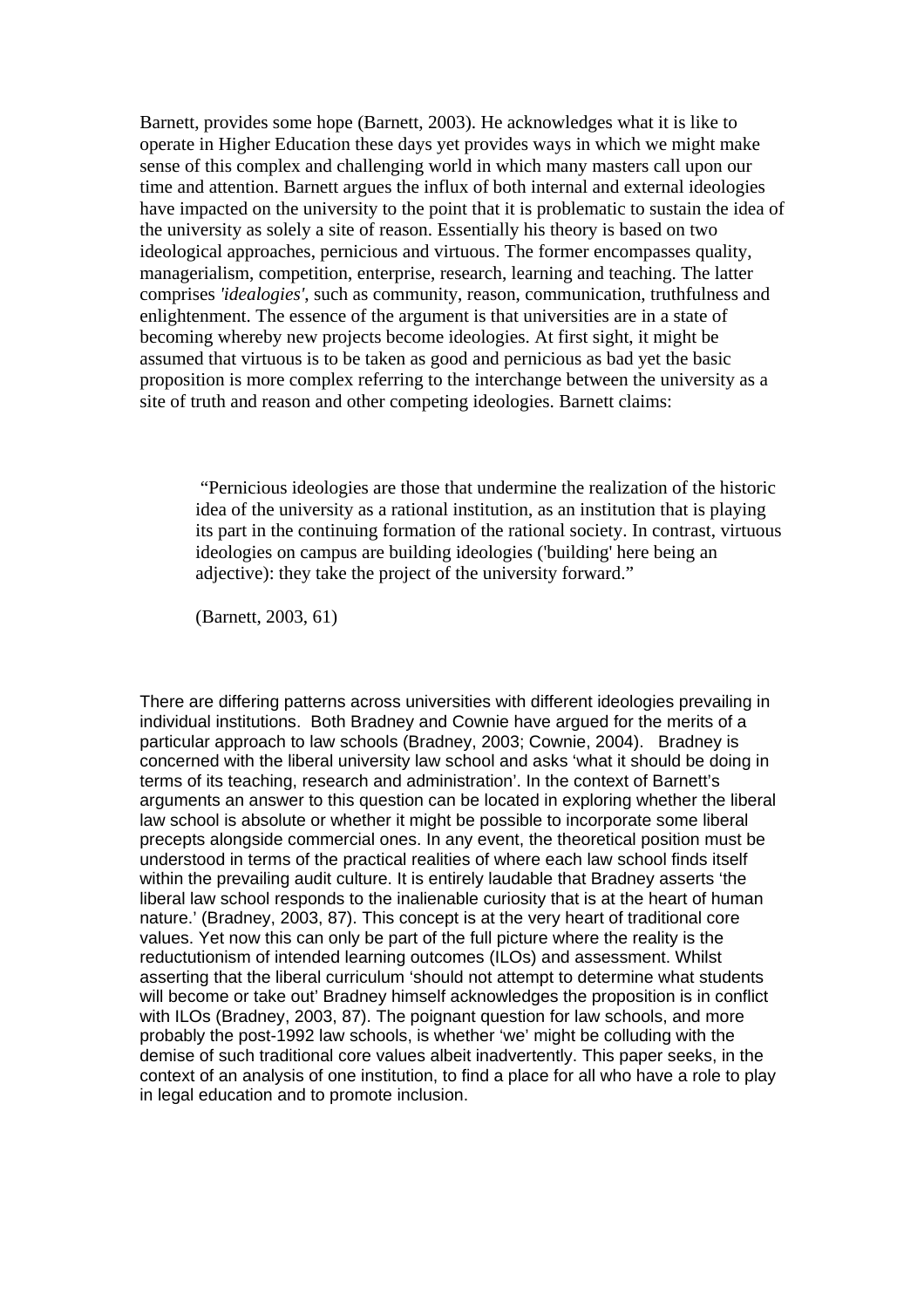Barnett, provides some hope (Barnett, 2003). He acknowledges what it is like to operate in Higher Education these days yet provides ways in which we might make sense of this complex and challenging world in which many masters call upon our time and attention. Barnett argues the influx of both internal and external ideologies have impacted on the university to the point that it is problematic to sustain the idea of the university as solely a site of reason. Essentially his theory is based on two ideological approaches, pernicious and virtuous. The former encompasses quality, managerialism, competition, enterprise, research, learning and teaching. The latter comprises *'idealogies'*, such as community, reason, communication, truthfulness and enlightenment. The essence of the argument is that universities are in a state of becoming whereby new projects become ideologies. At first sight, it might be assumed that virtuous is to be taken as good and pernicious as bad yet the basic proposition is more complex referring to the interchange between the university as a site of truth and reason and other competing ideologies. Barnett claims:

> "Pernicious ideologies are those that undermine the realization of the historic idea of the university as a rational institution, as an institution that is playing its part in the continuing formation of the rational society. In contrast, virtuous ideologies on campus are building ideologies ('building' here being an adjective): they take the project of the university forward."
>
> (Barnett, 2003, 61)

There are differing patterns across universities with different ideologies prevailing in individual institutions. Both Bradney and Cownie have argued for the merits of a particular approach to law schools (Bradney, 2003; Cownie, 2004). Bradney is concerned with the liberal university law school and asks 'what it should be doing in terms of its teaching, research and administration'. In the context of Barnett's arguments an answer to this question can be located in exploring whether the liberal law school is absolute or whether it might be possible to incorporate some liberal precepts alongside commercial ones. In any event, the theoretical position must be understood in terms of the practical realities of where each law school finds itself within the prevailing audit culture. It is entirely laudable that Bradney asserts 'the liberal law school responds to the inalienable curiosity that is at the heart of human nature.' (Bradney, 2003, 87). This concept is at the very heart of traditional core values. Yet now this can only be part of the full picture where the reality is the reductutionism of intended learning outcomes (ILOs) and assessment. Whilst asserting that the liberal curriculum 'should not attempt to determine what students will become or take out' Bradney himself acknowledges the proposition is in conflict with ILOs (Bradney, 2003, 87). The poignant question for law schools, and more probably the post-1992 law schools, is whether 'we' might be colluding with the demise of such traditional core values albeit inadvertently. This paper seeks, in the context of an analysis of one institution, to find a place for all who have a role to play in legal education and to promote inclusion.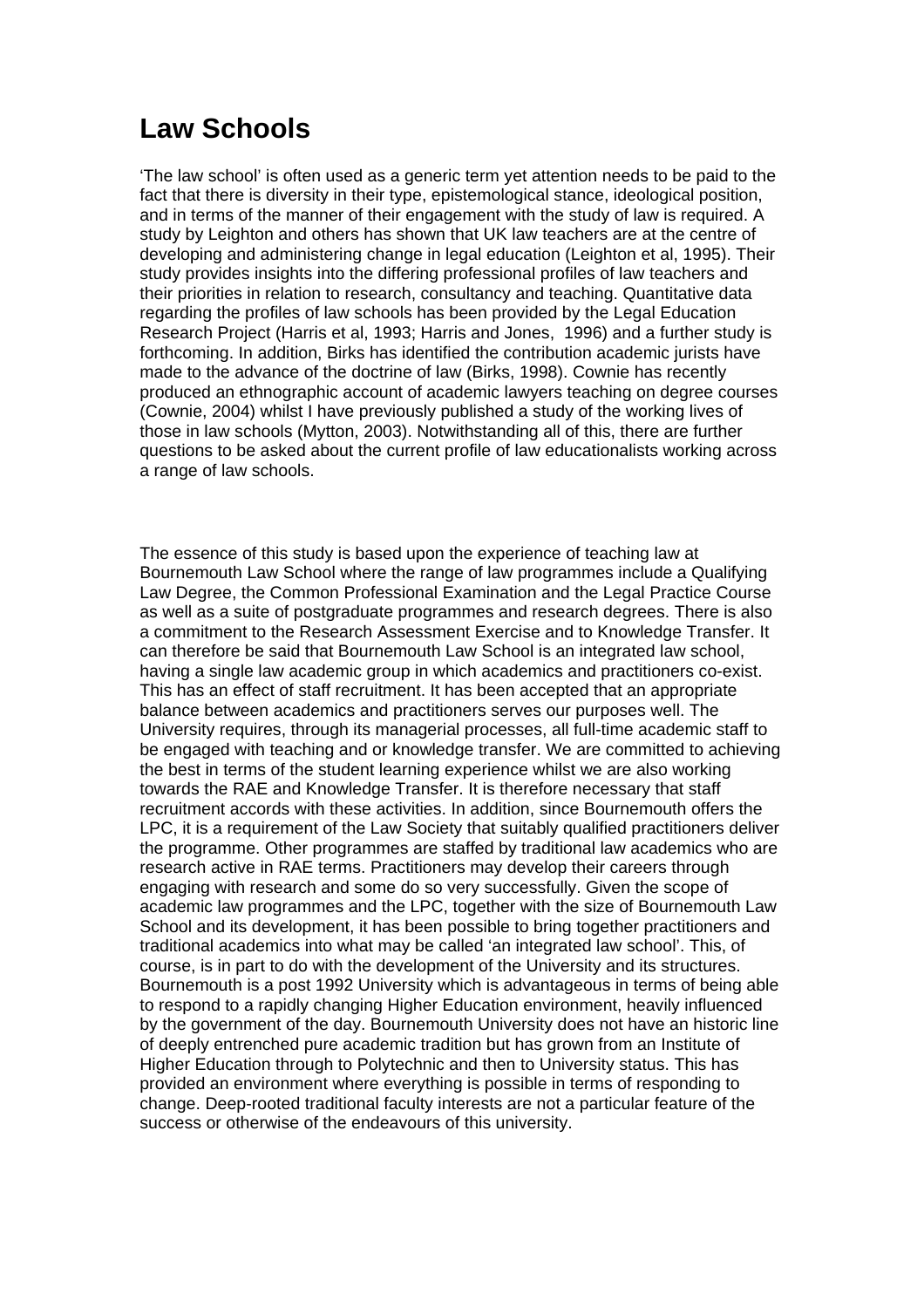# Law Schools

'The law school' is often used as a generic term yet attention needs to be paid to the fact that there is diversity in their type, epistemological stance, ideological position, and in terms of the manner of their engagement with the study of law is required. A study by Leighton and others has shown that UK law teachers are at the centre of developing and administering change in legal education (Leighton et al, 1995). Their study provides insights into the differing professional profiles of law teachers and their priorities in relation to research, consultancy and teaching. Quantitative data regarding the profiles of law schools has been provided by the Legal Education Research Project (Harris et al, 1993; Harris and Jones, 1996) and a further study is forthcoming. In addition, Birks has identified the contribution academic jurists have made to the advance of the doctrine of law (Birks, 1998). Cownie has recently produced an ethnographic account of academic lawyers teaching on degree courses (Cownie, 2004) whilst I have previously published a study of the working lives of those in law schools (Mytton, 2003). Notwithstanding all of this, there are further questions to be asked about the current profile of law educationalists working across a range of law schools.

The essence of this study is based upon the experience of teaching law at Bournemouth Law School where the range of law programmes include a Qualifying Law Degree, the Common Professional Examination and the Legal Practice Course as well as a suite of postgraduate programmes and research degrees. There is also a commitment to the Research Assessment Exercise and to Knowledge Transfer. It can therefore be said that Bournemouth Law School is an integrated law school, having a single law academic group in which academics and practitioners co-exist. This has an effect of staff recruitment. It has been accepted that an appropriate balance between academics and practitioners serves our purposes well. The University requires, through its managerial processes, all full-time academic staff to be engaged with teaching and or knowledge transfer. We are committed to achieving the best in terms of the student learning experience whilst we are also working towards the RAE and Knowledge Transfer. It is therefore necessary that staff recruitment accords with these activities. In addition, since Bournemouth offers the LPC, it is a requirement of the Law Society that suitably qualified practitioners deliver the programme. Other programmes are staffed by traditional law academics who are research active in RAE terms. Practitioners may develop their careers through engaging with research and some do so very successfully. Given the scope of academic law programmes and the LPC, together with the size of Bournemouth Law School and its development, it has been possible to bring together practitioners and traditional academics into what may be called 'an integrated law school'. This, of course, is in part to do with the development of the University and its structures. Bournemouth is a post 1992 University which is advantageous in terms of being able to respond to a rapidly changing Higher Education environment, heavily influenced by the government of the day. Bournemouth University does not have an historic line of deeply entrenched pure academic tradition but has grown from an Institute of Higher Education through to Polytechnic and then to University status. This has provided an environment where everything is possible in terms of responding to change. Deep-rooted traditional faculty interests are not a particular feature of the success or otherwise of the endeavours of this university.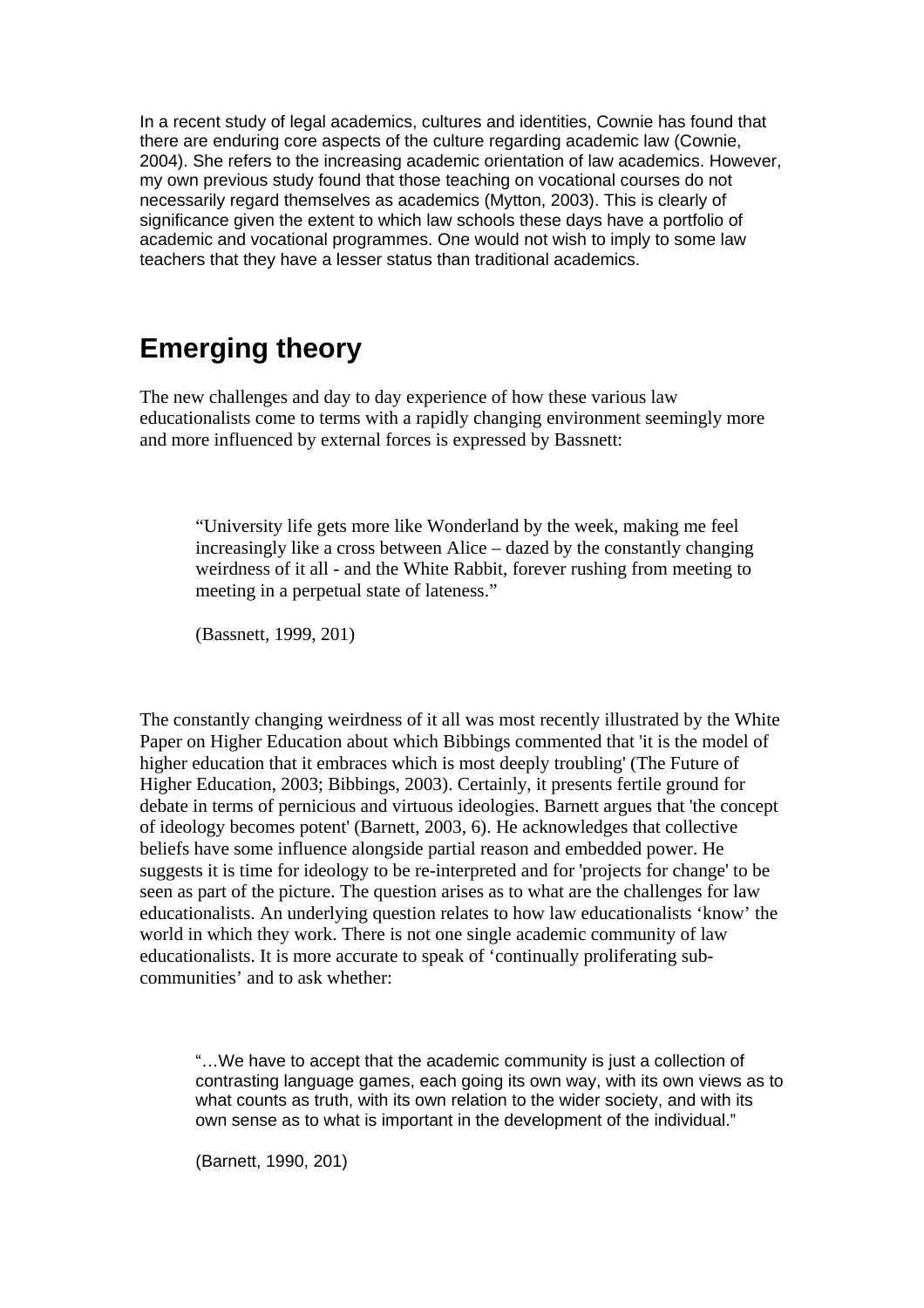In a recent study of legal academics, cultures and identities, Cownie has found that there are enduring core aspects of the culture regarding academic law (Cownie, 2004). She refers to the increasing academic orientation of law academics. However, my own previous study found that those teaching on vocational courses do not necessarily regard themselves as academics (Mytton, 2003). This is clearly of significance given the extent to which law schools these days have a portfolio of academic and vocational programmes. One would not wish to imply to some law teachers that they have a lesser status than traditional academics.

## Emerging theory

The new challenges and day to day experience of how these various law educationalists come to terms with a rapidly changing environment seemingly more and more influenced by external forces is expressed by Bassnett:

> "University life gets more like Wonderland by the week, making me feel increasingly like a cross between Alice – dazed by the constantly changing weirdness of it all - and the White Rabbit, forever rushing from meeting to meeting in a perpetual state of lateness."
>
> (Bassnett, 1999, 201)

The constantly changing weirdness of it all was most recently illustrated by the White Paper on Higher Education about which Bibbings commented that 'it is the model of higher education that it embraces which is most deeply troubling' (The Future of Higher Education, 2003; Bibbings, 2003). Certainly, it presents fertile ground for debate in terms of pernicious and virtuous ideologies. Barnett argues that 'the concept of ideology becomes potent' (Barnett, 2003, 6). He acknowledges that collective beliefs have some influence alongside partial reason and embedded power. He suggests it is time for ideology to be re-interpreted and for 'projects for change' to be seen as part of the picture. The question arises as to what are the challenges for law educationalists. An underlying question relates to how law educationalists 'know' the world in which they work. There is not one single academic community of law educationalists. It is more accurate to speak of 'continually proliferating sub-communities' and to ask whether:

> "…We have to accept that the academic community is just a collection of contrasting language games, each going its own way, with its own views as to what counts as truth, with its own relation to the wider society, and with its own sense as to what is important in the development of the individual."
>
> (Barnett, 1990, 201)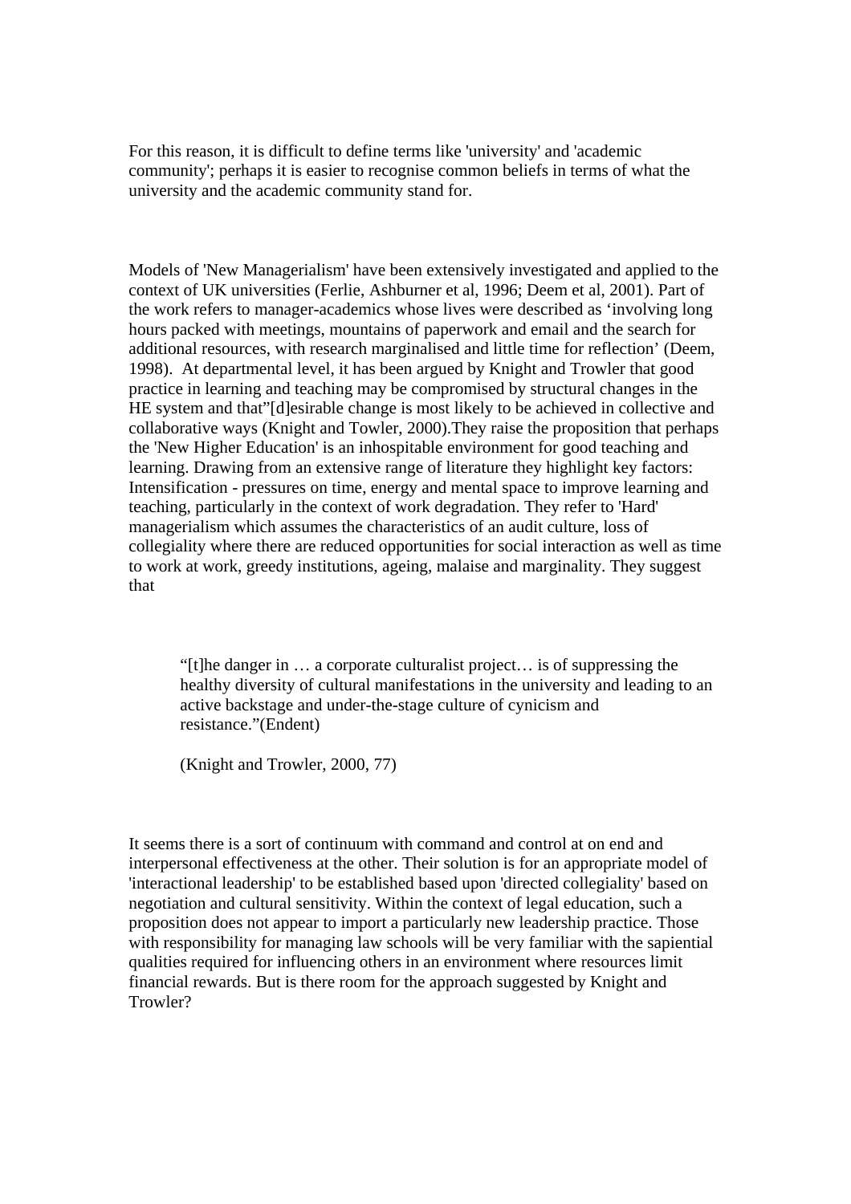For this reason, it is difficult to define terms like 'university' and 'academic community'; perhaps it is easier to recognise common beliefs in terms of what the university and the academic community stand for.

Models of 'New Managerialism' have been extensively investigated and applied to the context of UK universities (Ferlie, Ashburner et al, 1996; Deem et al, 2001). Part of the work refers to manager-academics whose lives were described as 'involving long hours packed with meetings, mountains of paperwork and email and the search for additional resources, with research marginalised and little time for reflection' (Deem, 1998). At departmental level, it has been argued by Knight and Trowler that good practice in learning and teaching may be compromised by structural changes in the HE system and that"[d]esirable change is most likely to be achieved in collective and collaborative ways (Knight and Towler, 2000).They raise the proposition that perhaps the 'New Higher Education' is an inhospitable environment for good teaching and learning. Drawing from an extensive range of literature they highlight key factors: Intensification - pressures on time, energy and mental space to improve learning and teaching, particularly in the context of work degradation. They refer to 'Hard' managerialism which assumes the characteristics of an audit culture, loss of collegiality where there are reduced opportunities for social interaction as well as time to work at work, greedy institutions, ageing, malaise and marginality. They suggest that

> "[t]he danger in … a corporate culturalist project… is of suppressing the healthy diversity of cultural manifestations in the university and leading to an active backstage and under-the-stage culture of cynicism and resistance."(Endent)
>
> (Knight and Trowler, 2000, 77)

It seems there is a sort of continuum with command and control at on end and interpersonal effectiveness at the other. Their solution is for an appropriate model of 'interactional leadership' to be established based upon 'directed collegiality' based on negotiation and cultural sensitivity. Within the context of legal education, such a proposition does not appear to import a particularly new leadership practice. Those with responsibility for managing law schools will be very familiar with the sapiential qualities required for influencing others in an environment where resources limit financial rewards. But is there room for the approach suggested by Knight and Trowler?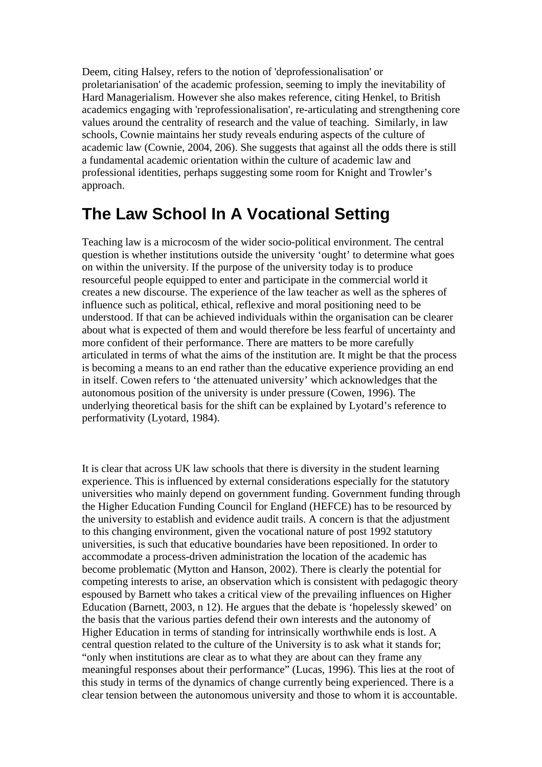Deem, citing Halsey, refers to the notion of 'deprofessionalisation' or proletarianisation' of the academic profession, seeming to imply the inevitability of Hard Managerialism. However she also makes reference, citing Henkel, to British academics engaging with 'reprofessionalisation', re-articulating and strengthening core values around the centrality of research and the value of teaching. Similarly, in law schools, Cownie maintains her study reveals enduring aspects of the culture of academic law (Cownie, 2004, 206). She suggests that against all the odds there is still a fundamental academic orientation within the culture of academic law and professional identities, perhaps suggesting some room for Knight and Trowler's approach.

# The Law School In A Vocational Setting

Teaching law is a microcosm of the wider socio-political environment. The central question is whether institutions outside the university 'ought' to determine what goes on within the university. If the purpose of the university today is to produce resourceful people equipped to enter and participate in the commercial world it creates a new discourse. The experience of the law teacher as well as the spheres of influence such as political, ethical, reflexive and moral positioning need to be understood. If that can be achieved individuals within the organisation can be clearer about what is expected of them and would therefore be less fearful of uncertainty and more confident of their performance. There are matters to be more carefully articulated in terms of what the aims of the institution are. It might be that the process is becoming a means to an end rather than the educative experience providing an end in itself. Cowen refers to 'the attenuated university' which acknowledges that the autonomous position of the university is under pressure (Cowen, 1996). The underlying theoretical basis for the shift can be explained by Lyotard's reference to performativity (Lyotard, 1984).

It is clear that across UK law schools that there is diversity in the student learning experience. This is influenced by external considerations especially for the statutory universities who mainly depend on government funding. Government funding through the Higher Education Funding Council for England (HEFCE) has to be resourced by the university to establish and evidence audit trails. A concern is that the adjustment to this changing environment, given the vocational nature of post 1992 statutory universities, is such that educative boundaries have been repositioned. In order to accommodate a process-driven administration the location of the academic has become problematic (Mytton and Hanson, 2002). There is clearly the potential for competing interests to arise, an observation which is consistent with pedagogic theory espoused by Barnett who takes a critical view of the prevailing influences on Higher Education (Barnett, 2003, n 12). He argues that the debate is 'hopelessly skewed' on the basis that the various parties defend their own interests and the autonomy of Higher Education in terms of standing for intrinsically worthwhile ends is lost. A central question related to the culture of the University is to ask what it stands for; "only when institutions are clear as to what they are about can they frame any meaningful responses about their performance" (Lucas, 1996). This lies at the root of this study in terms of the dynamics of change currently being experienced. There is a clear tension between the autonomous university and those to whom it is accountable.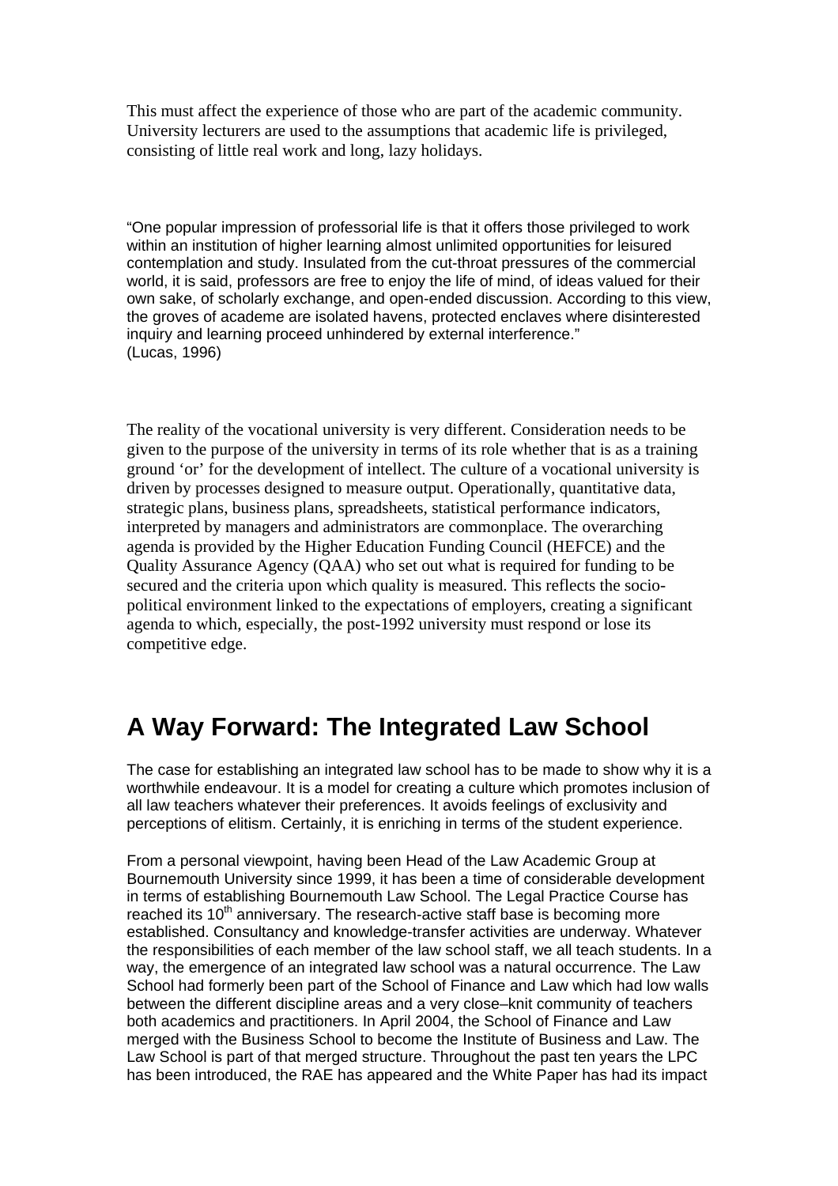This must affect the experience of those who are part of the academic community. University lecturers are used to the assumptions that academic life is privileged, consisting of little real work and long, lazy holidays.

"One popular impression of professorial life is that it offers those privileged to work within an institution of higher learning almost unlimited opportunities for leisured contemplation and study. Insulated from the cut-throat pressures of the commercial world, it is said, professors are free to enjoy the life of mind, of ideas valued for their own sake, of scholarly exchange, and open-ended discussion. According to this view, the groves of academe are isolated havens, protected enclaves where disinterested inquiry and learning proceed unhindered by external interference."
(Lucas, 1996)

The reality of the vocational university is very different. Consideration needs to be given to the purpose of the university in terms of its role whether that is as a training ground 'or' for the development of intellect. The culture of a vocational university is driven by processes designed to measure output. Operationally, quantitative data, strategic plans, business plans, spreadsheets, statistical performance indicators, interpreted by managers and administrators are commonplace. The overarching agenda is provided by the Higher Education Funding Council (HEFCE) and the Quality Assurance Agency (QAA) who set out what is required for funding to be secured and the criteria upon which quality is measured. This reflects the socio-political environment linked to the expectations of employers, creating a significant agenda to which, especially, the post-1992 university must respond or lose its competitive edge.

# A Way Forward: The Integrated Law School

The case for establishing an integrated law school has to be made to show why it is a worthwhile endeavour. It is a model for creating a culture which promotes inclusion of all law teachers whatever their preferences. It avoids feelings of exclusivity and perceptions of elitism. Certainly, it is enriching in terms of the student experience.

From a personal viewpoint, having been Head of the Law Academic Group at Bournemouth University since 1999, it has been a time of considerable development in terms of establishing Bournemouth Law School. The Legal Practice Course has reached its 10th anniversary. The research-active staff base is becoming more established. Consultancy and knowledge-transfer activities are underway. Whatever the responsibilities of each member of the law school staff, we all teach students. In a way, the emergence of an integrated law school was a natural occurrence. The Law School had formerly been part of the School of Finance and Law which had low walls between the different discipline areas and a very close–knit community of teachers both academics and practitioners. In April 2004, the School of Finance and Law merged with the Business School to become the Institute of Business and Law. The Law School is part of that merged structure. Throughout the past ten years the LPC has been introduced, the RAE has appeared and the White Paper has had its impact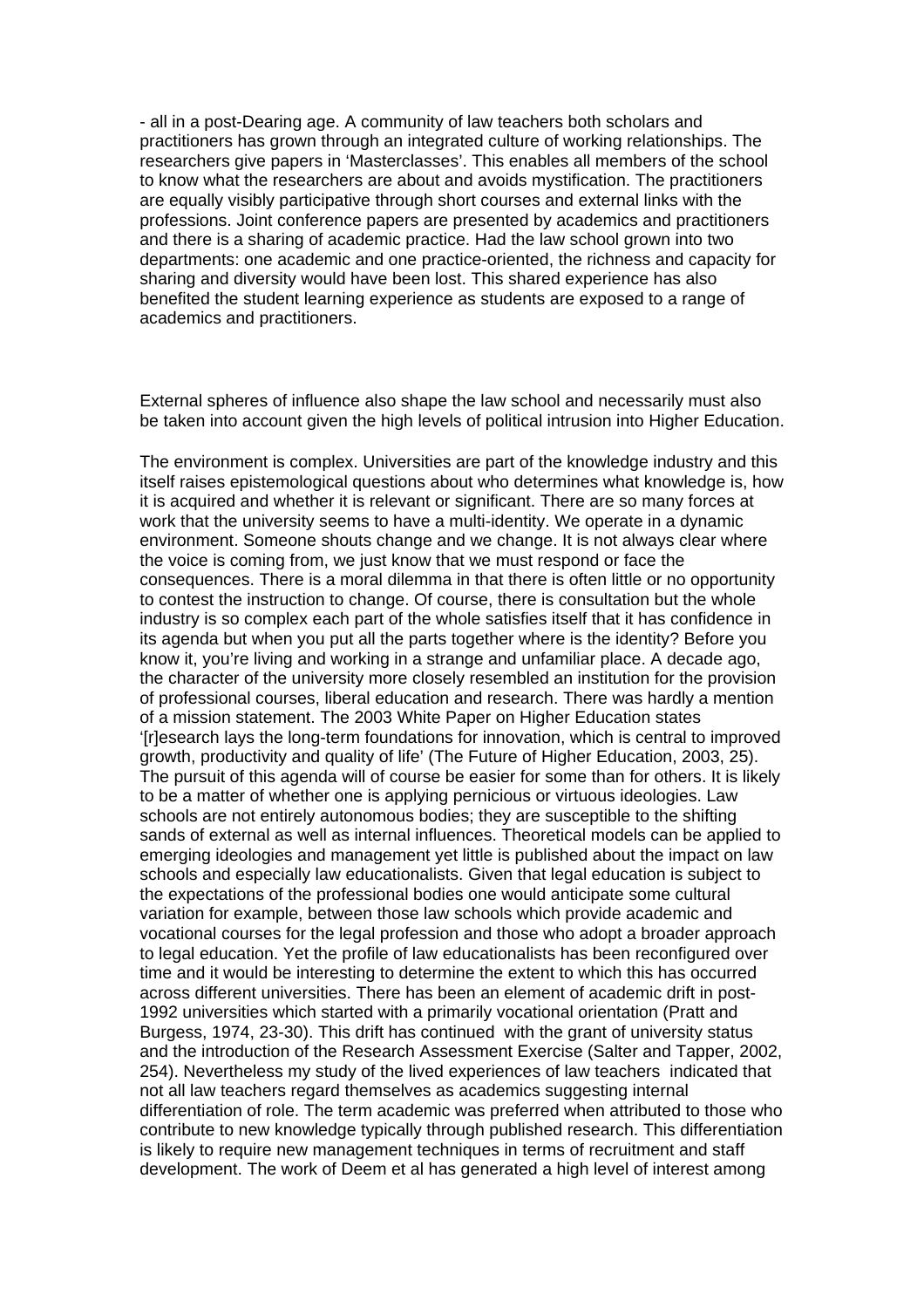- all in a post-Dearing age. A community of law teachers both scholars and practitioners has grown through an integrated culture of working relationships. The researchers give papers in 'Masterclasses'. This enables all members of the school to know what the researchers are about and avoids mystification. The practitioners are equally visibly participative through short courses and external links with the professions. Joint conference papers are presented by academics and practitioners and there is a sharing of academic practice. Had the law school grown into two departments: one academic and one practice-oriented, the richness and capacity for sharing and diversity would have been lost. This shared experience has also benefited the student learning experience as students are exposed to a range of academics and practitioners.

External spheres of influence also shape the law school and necessarily must also be taken into account given the high levels of political intrusion into Higher Education.

The environment is complex. Universities are part of the knowledge industry and this itself raises epistemological questions about who determines what knowledge is, how it is acquired and whether it is relevant or significant. There are so many forces at work that the university seems to have a multi-identity. We operate in a dynamic environment. Someone shouts change and we change. It is not always clear where the voice is coming from, we just know that we must respond or face the consequences. There is a moral dilemma in that there is often little or no opportunity to contest the instruction to change. Of course, there is consultation but the whole industry is so complex each part of the whole satisfies itself that it has confidence in its agenda but when you put all the parts together where is the identity? Before you know it, you're living and working in a strange and unfamiliar place. A decade ago, the character of the university more closely resembled an institution for the provision of professional courses, liberal education and research. There was hardly a mention of a mission statement. The 2003 White Paper on Higher Education states '[r]esearch lays the long-term foundations for innovation, which is central to improved growth, productivity and quality of life' (The Future of Higher Education, 2003, 25). The pursuit of this agenda will of course be easier for some than for others. It is likely to be a matter of whether one is applying pernicious or virtuous ideologies. Law schools are not entirely autonomous bodies; they are susceptible to the shifting sands of external as well as internal influences. Theoretical models can be applied to emerging ideologies and management yet little is published about the impact on law schools and especially law educationalists. Given that legal education is subject to the expectations of the professional bodies one would anticipate some cultural variation for example, between those law schools which provide academic and vocational courses for the legal profession and those who adopt a broader approach to legal education. Yet the profile of law educationalists has been reconfigured over time and it would be interesting to determine the extent to which this has occurred across different universities. There has been an element of academic drift in post-1992 universities which started with a primarily vocational orientation (Pratt and Burgess, 1974, 23-30). This drift has continued with the grant of university status and the introduction of the Research Assessment Exercise (Salter and Tapper, 2002, 254). Nevertheless my study of the lived experiences of law teachers indicated that not all law teachers regard themselves as academics suggesting internal differentiation of role. The term academic was preferred when attributed to those who contribute to new knowledge typically through published research. This differentiation is likely to require new management techniques in terms of recruitment and staff development. The work of Deem et al has generated a high level of interest among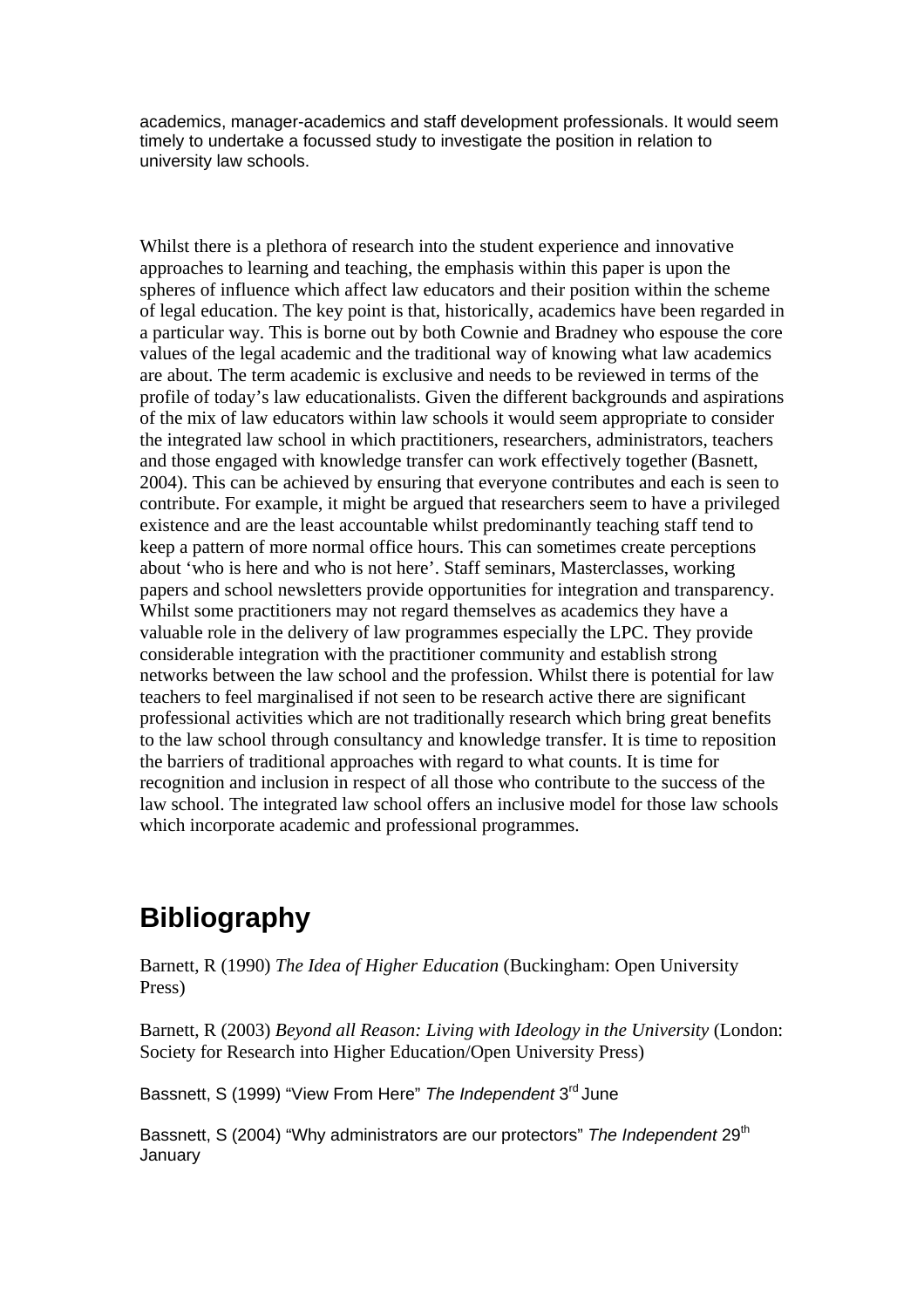academics, manager-academics and staff development professionals. It would seem timely to undertake a focussed study to investigate the position in relation to university law schools.

Whilst there is a plethora of research into the student experience and innovative approaches to learning and teaching, the emphasis within this paper is upon the spheres of influence which affect law educators and their position within the scheme of legal education. The key point is that, historically, academics have been regarded in a particular way. This is borne out by both Cownie and Bradney who espouse the core values of the legal academic and the traditional way of knowing what law academics are about. The term academic is exclusive and needs to be reviewed in terms of the profile of today's law educationalists. Given the different backgrounds and aspirations of the mix of law educators within law schools it would seem appropriate to consider the integrated law school in which practitioners, researchers, administrators, teachers and those engaged with knowledge transfer can work effectively together (Basnett, 2004). This can be achieved by ensuring that everyone contributes and each is seen to contribute. For example, it might be argued that researchers seem to have a privileged existence and are the least accountable whilst predominantly teaching staff tend to keep a pattern of more normal office hours. This can sometimes create perceptions about 'who is here and who is not here'. Staff seminars, Masterclasses, working papers and school newsletters provide opportunities for integration and transparency. Whilst some practitioners may not regard themselves as academics they have a valuable role in the delivery of law programmes especially the LPC. They provide considerable integration with the practitioner community and establish strong networks between the law school and the profession. Whilst there is potential for law teachers to feel marginalised if not seen to be research active there are significant professional activities which are not traditionally research which bring great benefits to the law school through consultancy and knowledge transfer. It is time to reposition the barriers of traditional approaches with regard to what counts. It is time for recognition and inclusion in respect of all those who contribute to the success of the law school. The integrated law school offers an inclusive model for those law schools which incorporate academic and professional programmes.

# Bibliography

Barnett, R (1990) *The Idea of Higher Education* (Buckingham: Open University Press)

Barnett, R (2003) *Beyond all Reason: Living with Ideology in the University* (London: Society for Research into Higher Education/Open University Press)

Bassnett, S (1999) "View From Here" *The Independent* 3rd June

Bassnett, S (2004) "Why administrators are our protectors" *The Independent* 29th January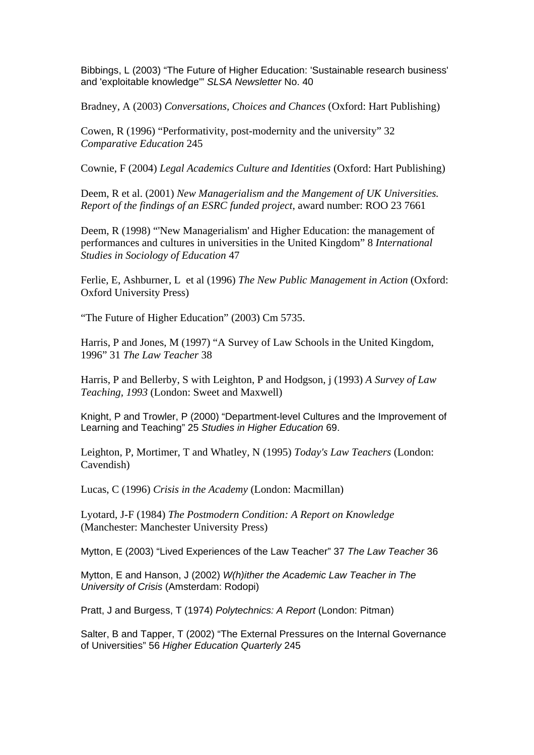Bibbings, L (2003) “The Future of Higher Education: 'Sustainable research business' and 'exploitable knowledge'” *SLSA Newsletter* No. 40

Bradney, A (2003) *Conversations, Choices and Chances* (Oxford: Hart Publishing)

Cowen, R (1996) “Performativity, post-modernity and the university” 32 *Comparative Education* 245

Cownie, F (2004) *Legal Academics Culture and Identities* (Oxford: Hart Publishing)

Deem, R et al. (2001) *New Managerialism and the Mangement of UK Universities. Report of the findings of an ESRC funded project*, award number: ROO 23 7661

Deem, R (1998) “'New Managerialism' and Higher Education: the management of performances and cultures in universities in the United Kingdom” 8 *International Studies in Sociology of Education* 47

Ferlie, E, Ashburner, L et al (1996) *The New Public Management in Action* (Oxford: Oxford University Press)

“The Future of Higher Education” (2003) Cm 5735.

Harris, P and Jones, M (1997) “A Survey of Law Schools in the United Kingdom, 1996” 31 *The Law Teacher* 38

Harris, P and Bellerby, S with Leighton, P and Hodgson, j (1993) *A Survey of Law Teaching, 1993* (London: Sweet and Maxwell)

Knight, P and Trowler, P (2000) “Department-level Cultures and the Improvement of Learning and Teaching” 25 *Studies in Higher Education* 69.

Leighton, P, Mortimer, T and Whatley, N (1995) *Today's Law Teachers* (London: Cavendish)

Lucas, C (1996) *Crisis in the Academy* (London: Macmillan)

Lyotard, J-F (1984) *The Postmodern Condition: A Report on Knowledge* (Manchester: Manchester University Press)

Mytton, E (2003) “Lived Experiences of the Law Teacher” 37 *The Law Teacher* 36

Mytton, E and Hanson, J (2002) *W(h)ither the Academic Law Teacher in The University of Crisis* (Amsterdam: Rodopi)

Pratt, J and Burgess, T (1974) *Polytechnics: A Report* (London: Pitman)

Salter, B and Tapper, T (2002) “The External Pressures on the Internal Governance of Universities” 56 *Higher Education Quarterly* 245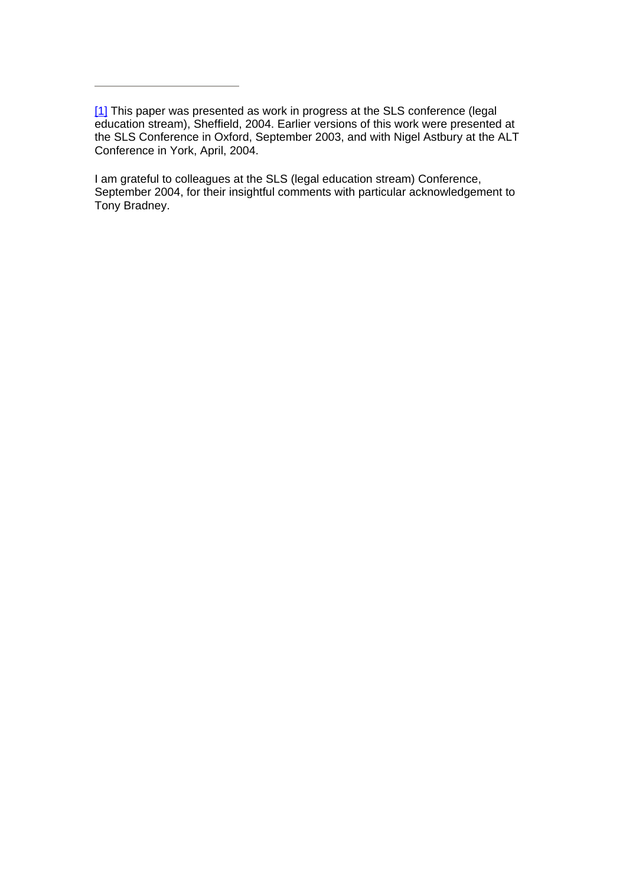---

[1] This paper was presented as work in progress at the SLS conference (legal education stream), Sheffield, 2004. Earlier versions of this work were presented at the SLS Conference in Oxford, September 2003, and with Nigel Astbury at the ALT Conference in York, April, 2004.

I am grateful to colleagues at the SLS (legal education stream) Conference, September 2004, for their insightful comments with particular acknowledgement to Tony Bradney.